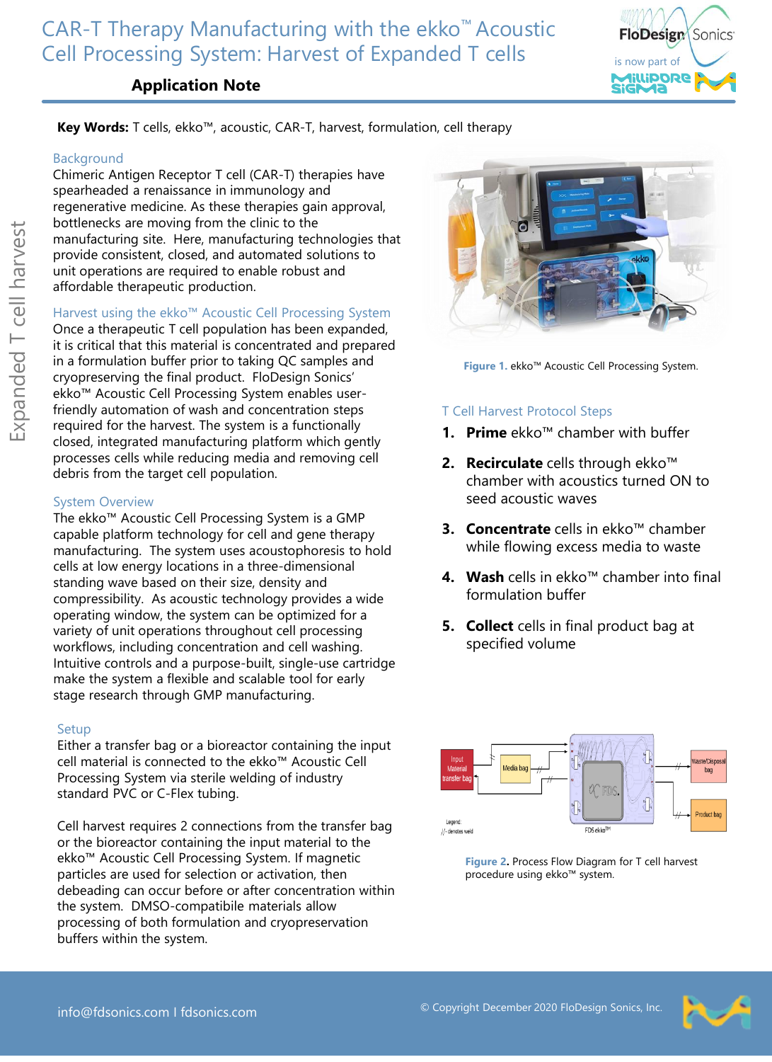# CAR-T Therapy Manufacturing with the ekko™ Acoustic Cell Processing System: Harvest of Expanded T cells

**Application Note**

**Key Words:** T cells, ekko™, acoustic, CAR-T, harvest, formulation, cell therapy

## Background

Chimeric Antigen Receptor T cell (CAR-T) therapies have spearheaded a renaissance in immunology and regenerative medicine. As these therapies gain approval, bottlenecks are moving from the clinic to the manufacturing site. Here, manufacturing technologies that provide consistent, closed, and automated solutions to unit operations are required to enable robust and affordable therapeutic production.

## Harvest using the ekko™ Acoustic Cell Processing System

Once a therapeutic T cell population has been expanded, it is critical that this material is concentrated and prepared in a formulation buffer prior to taking QC samples and cryopreserving the final product. FloDesign Sonics' ekko™ Acoustic Cell Processing System enables user-friendly automation of wash and concentration steps required for the harvest. The system is a functionally closed, integrated manufacturing platform which gently processes cells while reducing media and removing cell debris from the target cell population.

## System Overview

The ekko™ Acoustic Cell Processing System is a GMP capable platform technology for cell and gene therapy manufacturing. The system uses acoustophoresis to hold cells at low energy locations in a three-dimensional standing wave based on their size, density and compressibility. As acoustic technology provides a wide operating window, the system can be optimized for a variety of unit operations throughout cell processing workflows, including concentration and cell washing. Intuitive controls and a purpose-built, single-use cartridge make the system a flexible and scalable tool for early stage research through GMP manufacturing.

## Setup

Either a transfer bag or a bioreactor containing the input cell material is connected to the ekko™ Acoustic Cell Processing System via sterile welding of industry standard PVC or C-Flex tubing.

Cell harvest requires 2 connections from the transfer bag or the bioreactor containing the input material to the ekko™ Acoustic Cell Processing System. If magnetic particles are used for selection or activation, then debeading can occur before or after concentration within the system. DMSO-compatibile materials allow processing of both formulation and cryopreservation buffers within the system.

**Figure 1.** ekko™ Acoustic Cell Processing System.

## T Cell Harvest Protocol Steps

1. **Prime** ekko™ chamber with buffer
2. **Recirculate** cells through ekko™ chamber with acoustics turned ON to seed acoustic waves
3. **Concentrate** cells in ekko™ chamber while flowing excess media to waste
4. **Wash** cells in ekko™ chamber into final formulation buffer
5. **Collect** cells in final product bag at specified volume

**Figure 2.** Process Flow Diagram for T cell harvest procedure using ekko™ system.

info@fdsonics.com I fdsonics.com

© Copyright December 2020 FloDesign Sonics, Inc.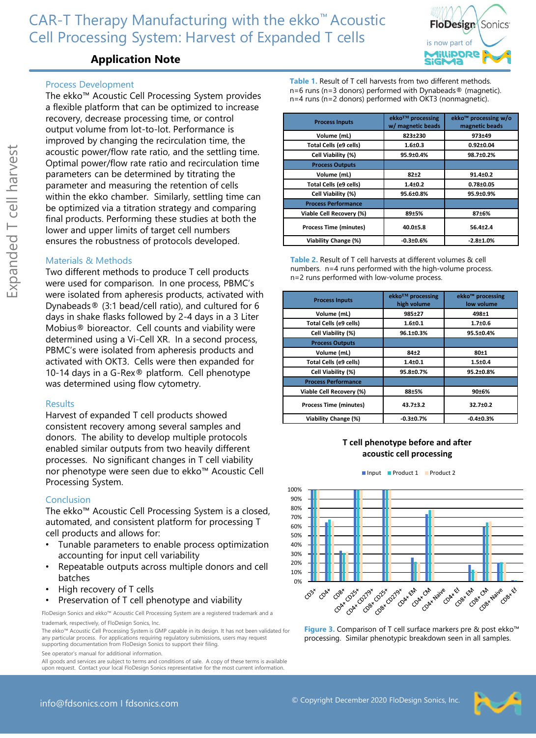# CAR-T Therapy Manufacturing with the ekko™ Acoustic Cell Processing System: Harvest of Expanded T cells

**Application Note**

Expanded T cell harvest

## Process Development

The ekko™ Acoustic Cell Processing System provides a flexible platform that can be optimized to increase recovery, decrease processing time, or control output volume from lot-to-lot. Performance is improved by changing the recirculation time, the acoustic power/flow rate ratio, and the settling time. Optimal power/flow rate ratio and recirculation time parameters can be determined by titrating the parameter and measuring the retention of cells within the ekko chamber. Similarly, settling time can be optimized via a titration strategy and comparing final products. Performing these studies at both the lower and upper limits of target cell numbers ensures the robustness of protocols developed.

## Materials & Methods

Two different methods to produce T cell products were used for comparison. In one process, PBMC's were isolated from apheresis products, activated with Dynabeads® (3:1 bead/cell ratio), and cultured for 6 days in shake flasks followed by 2-4 days in a 3 Liter Mobius® bioreactor. Cell counts and viability were determined using a Vi-Cell XR. In a second process, PBMC's were isolated from apheresis products and activated with OKT3. Cells were then expanded for 10-14 days in a G-Rex® platform. Cell phenotype was determined using flow cytometry.

## Results

Harvest of expanded T cell products showed consistent recovery among several samples and donors. The ability to develop multiple protocols enabled similar outputs from two heavily different processes. No significant changes in T cell viability nor phenotype were seen due to ekko™ Acoustic Cell Processing System.

## Conclusion

The ekko™ Acoustic Cell Processing System is a closed, automated, and consistent platform for processing T cell products and allows for:

- Tunable parameters to enable process optimization accounting for input cell variability
- Repeatable outputs across multiple donors and cell batches
- High recovery of T cells
- Preservation of T cell phenotype and viability

FloDesign Sonics and ekko™ Acoustic Cell Processing System are a registered trademark and a trademark, respectively, of FloDesign Sonics, Inc.

The ekko™ Acoustic Cell Processing System is GMP capable in its design. It has not been validated for any particular process. For applications requiring regulatory submissions, users may request supporting documentation from FloDesign Sonics to support their filing.

See operator's manual for additional information.

All goods and services are subject to terms and conditions of sale. A copy of these terms is available upon request. Contact your local FloDesign Sonics representative for the most current information.

**Table 1.** Result of T cell harvests from two different methods. n=6 runs (n=3 donors) performed with Dynabeads® (magnetic). n=4 runs (n=2 donors) performed with OKT3 (nonmagnetic).

| Process Inputs | ekko™ processing w/ magnetic beads | ekko™ processing w/o magnetic beads |
|---|---|---|
| Volume (mL) | 823±230 | 973±49 |
| Total Cells (e9 cells) | 1.6±0.3 | 0.92±0.04 |
| Cell Viability (%) | 95.9±0.4% | 98.7±0.2% |
| **Process Outputs** | | |
| Volume (mL) | 82±2 | 91.4±0.2 |
| Total Cells (e9 cells) | 1.4±0.2 | 0.78±0.05 |
| Cell Viability (%) | 95.6±0.8% | 95.9±0.9% |
| **Process Performance** | | |
| Viable Cell Recovery (%) | 89±5% | 87±6% |
| Process Time (minutes) | 40.0±5.8 | 56.4±2.4 |
| Viability Change (%) | -0.3±0.6% | -2.8±1.0% |

**Table 2.** Result of T cell harvests at different volumes & cell numbers. n=4 runs performed with the high-volume process. n=2 runs performed with low-volume process.

| Process Inputs | ekko™ processing high volume | ekko™ processing low volume |
|---|---|---|
| Volume (mL) | 985±27 | 498±1 |
| Total Cells (e9 cells) | 1.6±0.1 | 1.7±0.6 |
| Cell Viability (%) | 96.1±0.3% | 95.5±0.4% |
| **Process Outputs** | | |
| Volume (mL) | 84±2 | 80±1 |
| Total Cells (e9 cells) | 1.4±0.1 | 1.5±0.4 |
| Cell Viability (%) | 95.8±0.7% | 95.2±0.8% |
| **Process Performance** | | |
| Viable Cell Recovery (%) | 88±5% | 90±6% |
| Process Time (minutes) | 43.7±3.2 | 32.7±0.2 |
| Viability Change (%) | -0.3±0.7% | -0.4±0.3% |

**T cell phenotype before and after acoustic cell processing**

Input | Product 1 | Product 2

100%
90%
80%
70%
60%
50%
40%
30%
20%
10%
0%

CD3+ | CD4+ | CD8+ | CD4+ CD25+ | CD4+ CD279+ | CD8+ CD25+ | CD8+ CD279+ | CD4+ EM | CD4+ CM | CD4+ Naive | CD4+ Ef | CD8+ EM | CD8+ CM | CD8+ Naive | CD8+ Ef

**Figure 3.** Comparison of T cell surface markers pre & post ekko™ processing. Similar phenotypic breakdown seen in all samples.

info@fdsonics.com I fdsonics.com

© Copyright December 2020 FloDesign Sonics, Inc.